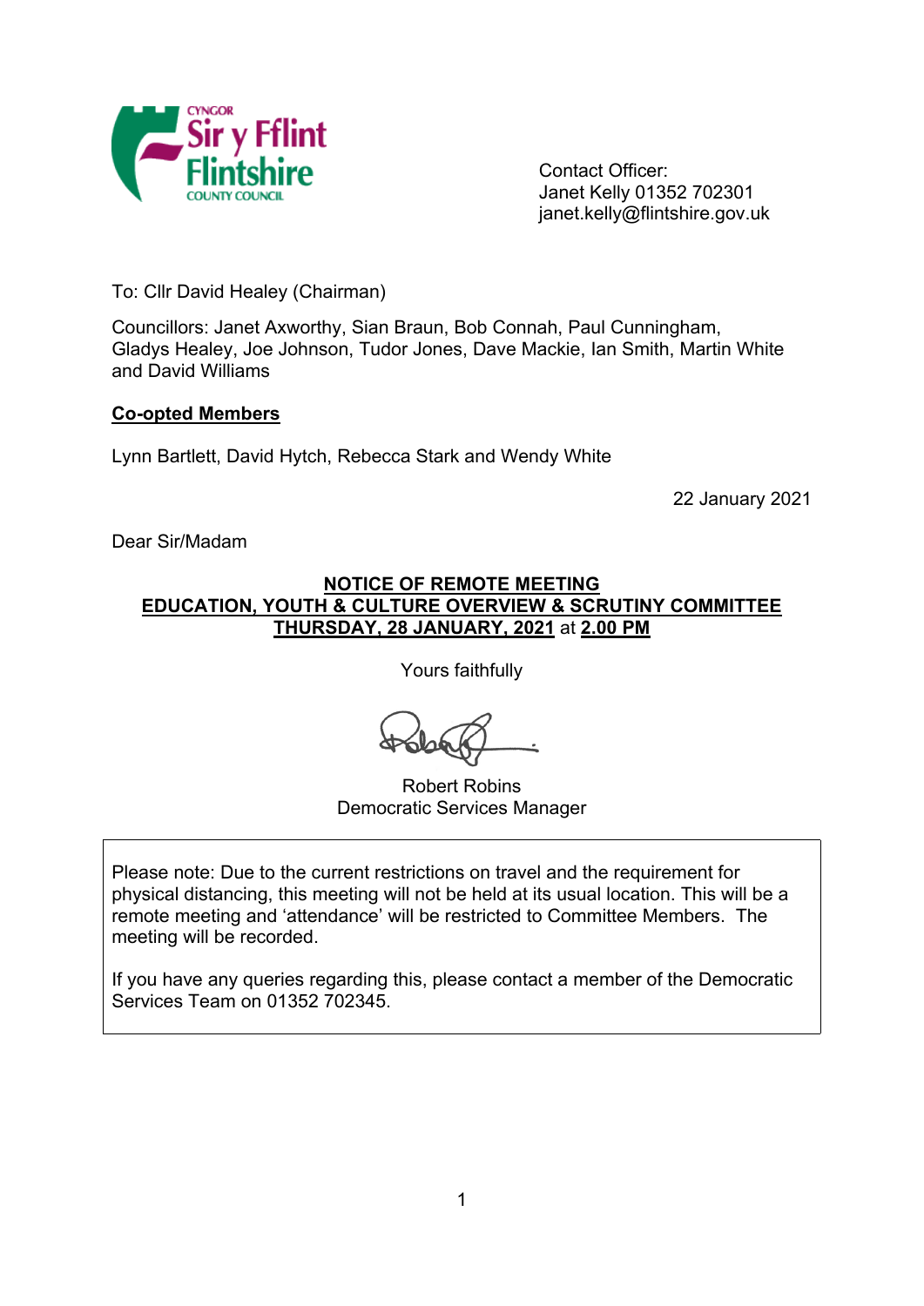Contact Officer:
Janet Kelly 01352 702301
janet.kelly@flintshire.gov.uk

To: Cllr David Healey (Chairman)

Councillors: Janet Axworthy, Sian Braun, Bob Connah, Paul Cunningham, Gladys Healey, Joe Johnson, Tudor Jones, Dave Mackie, Ian Smith, Martin White and David Williams

**Co-opted Members**

Lynn Bartlett, David Hytch, Rebecca Stark and Wendy White

22 January 2021

Dear Sir/Madam

**NOTICE OF REMOTE MEETING**
**EDUCATION, YOUTH & CULTURE OVERVIEW & SCRUTINY COMMITTEE**
**THURSDAY, 28 JANUARY, 2021** at **2.00 PM**

Yours faithfully

Robert Robins
Democratic Services Manager

Please note: Due to the current restrictions on travel and the requirement for physical distancing, this meeting will not be held at its usual location. This will be a remote meeting and 'attendance' will be restricted to Committee Members. The meeting will be recorded.

If you have any queries regarding this, please contact a member of the Democratic Services Team on 01352 702345.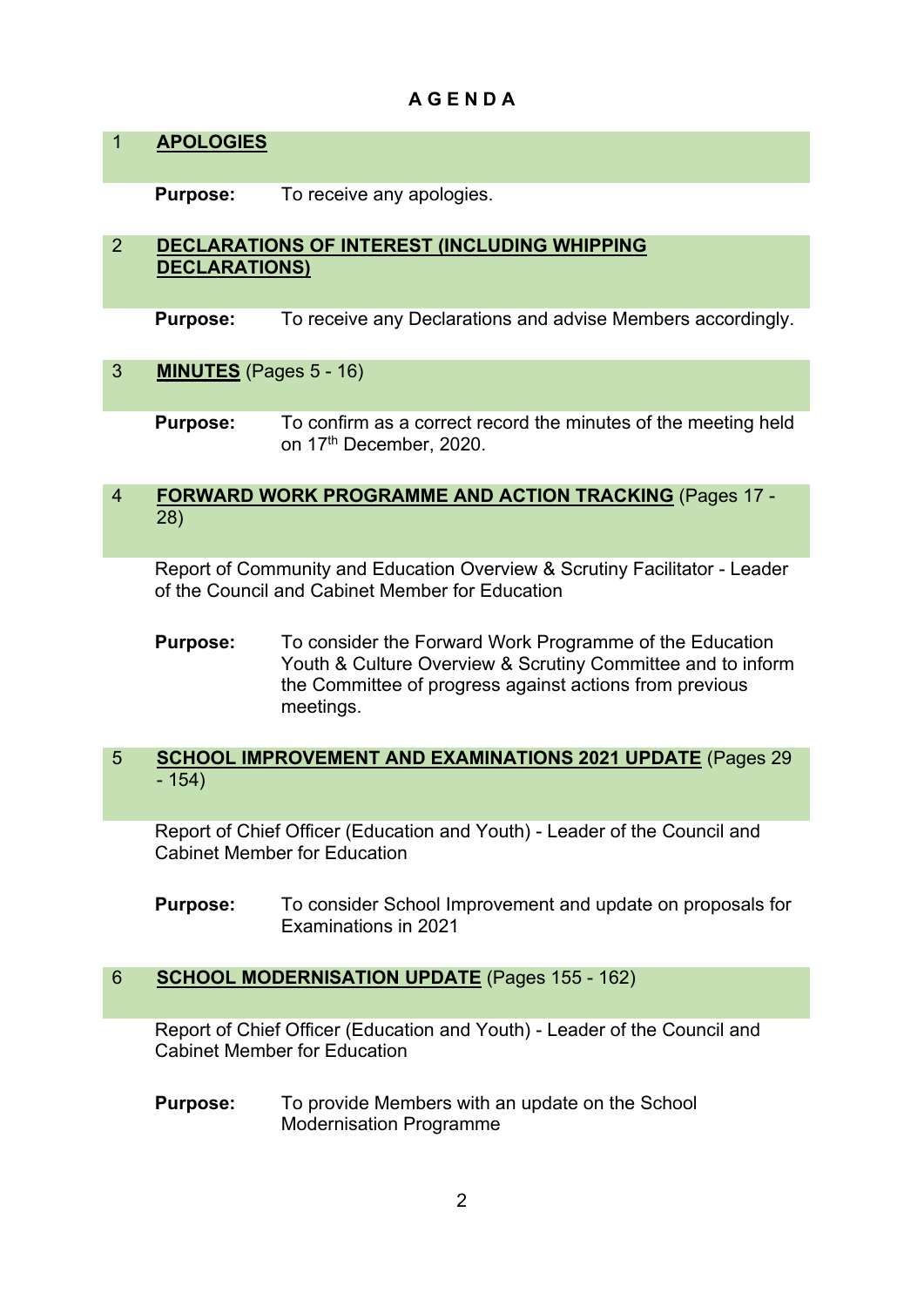# A G E N D A

## 1 **APOLOGIES**

**Purpose:** To receive any apologies.

## 2 **DECLARATIONS OF INTEREST (INCLUDING WHIPPING DECLARATIONS)**

**Purpose:** To receive any Declarations and advise Members accordingly.

## 3 **MINUTES** (Pages 5 - 16)

**Purpose:** To confirm as a correct record the minutes of the meeting held on 17th December, 2020.

## 4 **FORWARD WORK PROGRAMME AND ACTION TRACKING** (Pages 17 - 28)

Report of Community and Education Overview & Scrutiny Facilitator - Leader of the Council and Cabinet Member for Education

**Purpose:** To consider the Forward Work Programme of the Education Youth & Culture Overview & Scrutiny Committee and to inform the Committee of progress against actions from previous meetings.

## 5 **SCHOOL IMPROVEMENT AND EXAMINATIONS 2021 UPDATE** (Pages 29 - 154)

Report of Chief Officer (Education and Youth) - Leader of the Council and Cabinet Member for Education

**Purpose:** To consider School Improvement and update on proposals for Examinations in 2021

## 6 **SCHOOL MODERNISATION UPDATE** (Pages 155 - 162)

Report of Chief Officer (Education and Youth) - Leader of the Council and Cabinet Member for Education

**Purpose:** To provide Members with an update on the School Modernisation Programme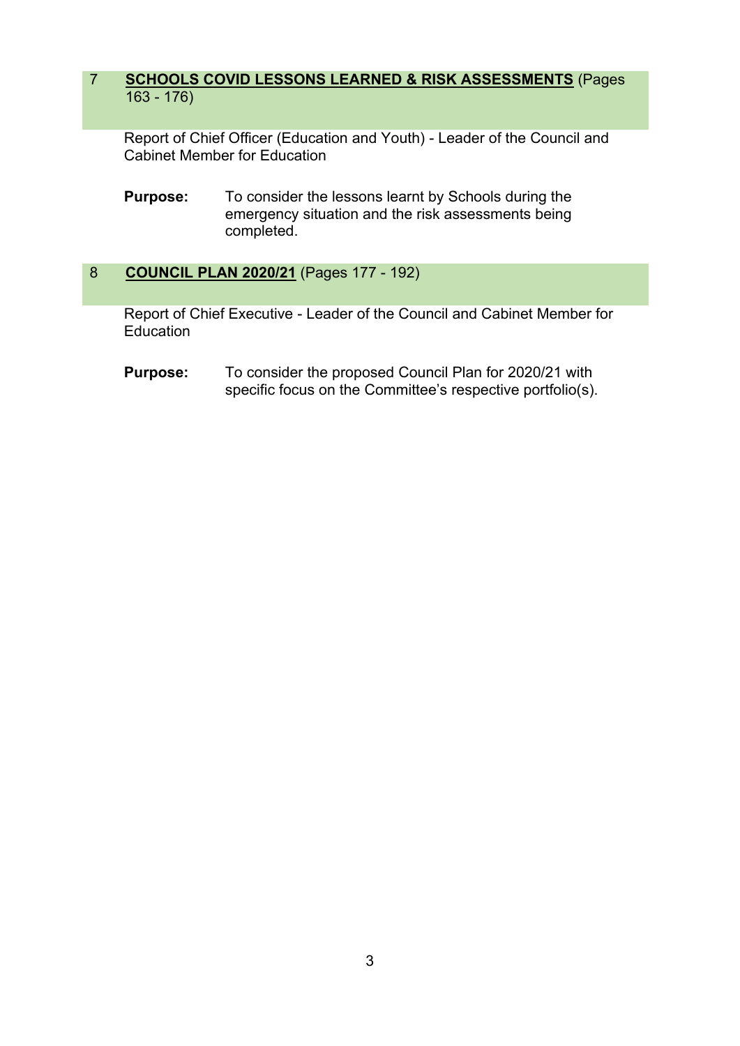## 7 **SCHOOLS COVID LESSONS LEARNED & RISK ASSESSMENTS** (Pages 163 - 176)

Report of Chief Officer (Education and Youth) - Leader of the Council and Cabinet Member for Education

**Purpose:** To consider the lessons learnt by Schools during the emergency situation and the risk assessments being completed.

## 8 **COUNCIL PLAN 2020/21** (Pages 177 - 192)

Report of Chief Executive - Leader of the Council and Cabinet Member for Education

**Purpose:** To consider the proposed Council Plan for 2020/21 with specific focus on the Committee's respective portfolio(s).